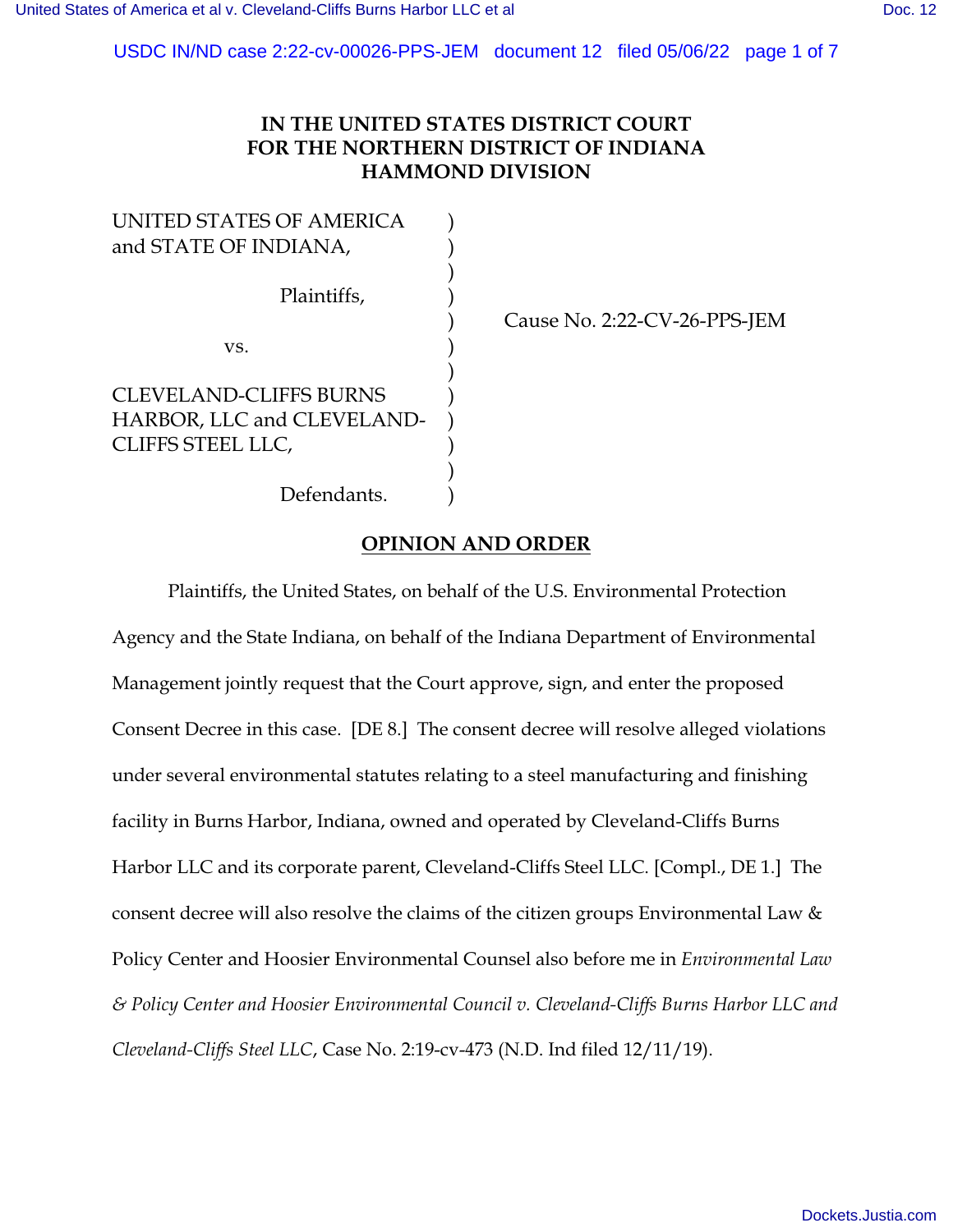**IN THE UNITED STATES DISTRICT COURT**
**FOR THE NORTHERN DISTRICT OF INDIANA**
**HAMMOND DIVISION**

UNITED STATES OF AMERICA and STATE OF INDIANA,

Plaintiffs,

vs.

CLEVELAND-CLIFFS BURNS HARBOR, LLC and CLEVELAND-CLIFFS STEEL LLC,

Defendants.

Cause No. 2:22-CV-26-PPS-JEM

## OPINION AND ORDER

Plaintiffs, the United States, on behalf of the U.S. Environmental Protection Agency and the State Indiana, on behalf of the Indiana Department of Environmental Management jointly request that the Court approve, sign, and enter the proposed Consent Decree in this case. [DE 8.] The consent decree will resolve alleged violations under several environmental statutes relating to a steel manufacturing and finishing facility in Burns Harbor, Indiana, owned and operated by Cleveland-Cliffs Burns Harbor LLC and its corporate parent, Cleveland-Cliffs Steel LLC. [Compl., DE 1.] The consent decree will also resolve the claims of the citizen groups Environmental Law & Policy Center and Hoosier Environmental Counsel also before me in *Environmental Law & Policy Center and Hoosier Environmental Council v. Cleveland-Cliffs Burns Harbor LLC and Cleveland-Cliffs Steel LLC*, Case No. 2:19-cv-473 (N.D. Ind filed 12/11/19).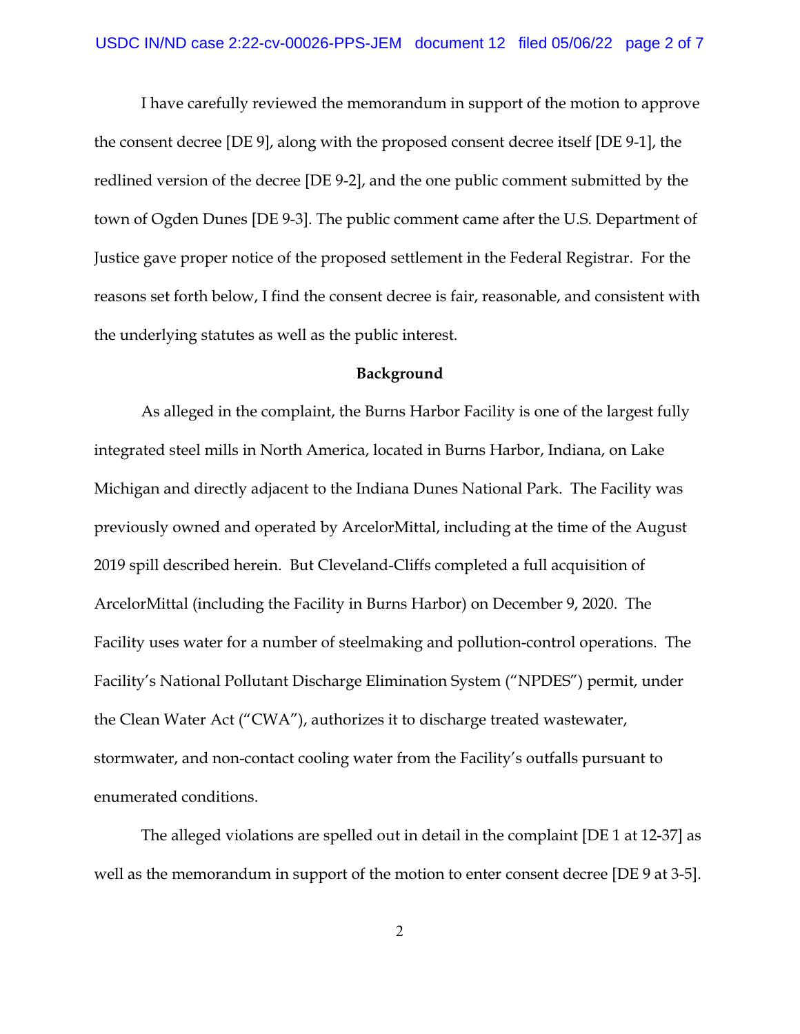I have carefully reviewed the memorandum in support of the motion to approve the consent decree [DE 9], along with the proposed consent decree itself [DE 9-1], the redlined version of the decree [DE 9-2], and the one public comment submitted by the town of Ogden Dunes [DE 9-3]. The public comment came after the U.S. Department of Justice gave proper notice of the proposed settlement in the Federal Registrar. For the reasons set forth below, I find the consent decree is fair, reasonable, and consistent with the underlying statutes as well as the public interest.

**Background**

As alleged in the complaint, the Burns Harbor Facility is one of the largest fully integrated steel mills in North America, located in Burns Harbor, Indiana, on Lake Michigan and directly adjacent to the Indiana Dunes National Park. The Facility was previously owned and operated by ArcelorMittal, including at the time of the August 2019 spill described herein. But Cleveland-Cliffs completed a full acquisition of ArcelorMittal (including the Facility in Burns Harbor) on December 9, 2020. The Facility uses water for a number of steelmaking and pollution-control operations. The Facility's National Pollutant Discharge Elimination System ("NPDES") permit, under the Clean Water Act ("CWA"), authorizes it to discharge treated wastewater, stormwater, and non-contact cooling water from the Facility's outfalls pursuant to enumerated conditions.

The alleged violations are spelled out in detail in the complaint [DE 1 at 12-37] as well as the memorandum in support of the motion to enter consent decree [DE 9 at 3-5].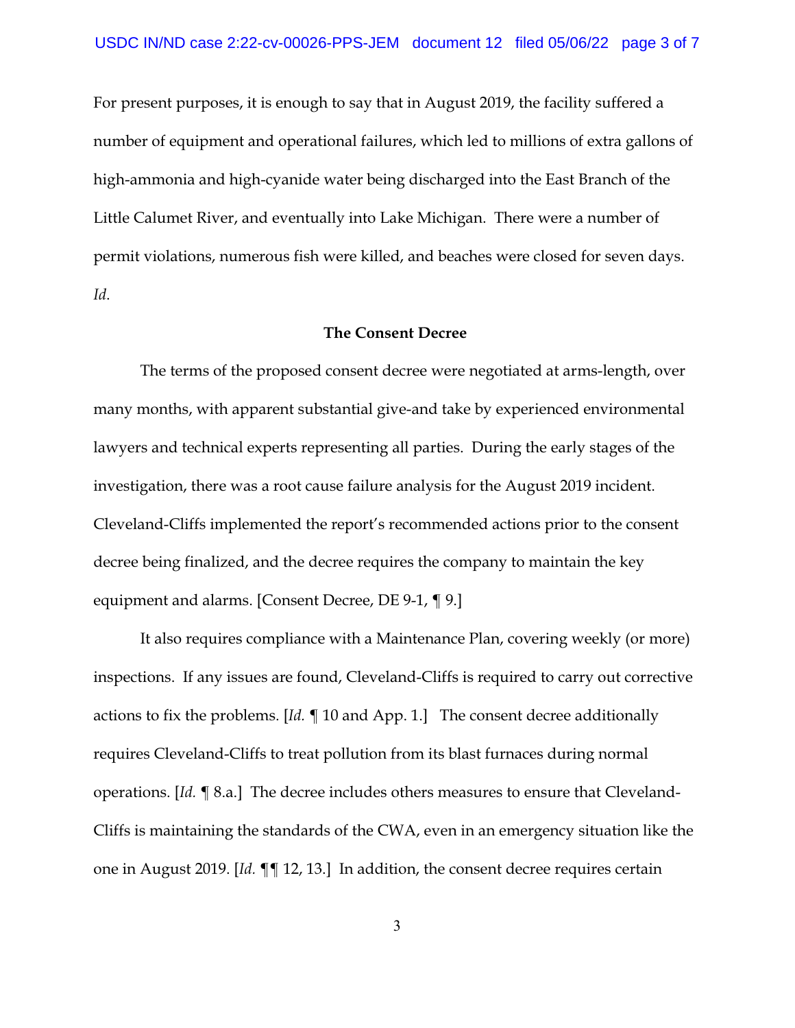For present purposes, it is enough to say that in August 2019, the facility suffered a number of equipment and operational failures, which led to millions of extra gallons of high-ammonia and high-cyanide water being discharged into the East Branch of the Little Calumet River, and eventually into Lake Michigan. There were a number of permit violations, numerous fish were killed, and beaches were closed for seven days. *Id*.

**The Consent Decree**

The terms of the proposed consent decree were negotiated at arms-length, over many months, with apparent substantial give-and take by experienced environmental lawyers and technical experts representing all parties. During the early stages of the investigation, there was a root cause failure analysis for the August 2019 incident. Cleveland-Cliffs implemented the report's recommended actions prior to the consent decree being finalized, and the decree requires the company to maintain the key equipment and alarms. [Consent Decree, DE 9-1, ¶ 9.]

It also requires compliance with a Maintenance Plan, covering weekly (or more) inspections. If any issues are found, Cleveland-Cliffs is required to carry out corrective actions to fix the problems. [*Id.* ¶ 10 and App. 1.] The consent decree additionally requires Cleveland-Cliffs to treat pollution from its blast furnaces during normal operations. [*Id.* ¶ 8.a.] The decree includes others measures to ensure that Cleveland-Cliffs is maintaining the standards of the CWA, even in an emergency situation like the one in August 2019. [*Id.* ¶¶ 12, 13.] In addition, the consent decree requires certain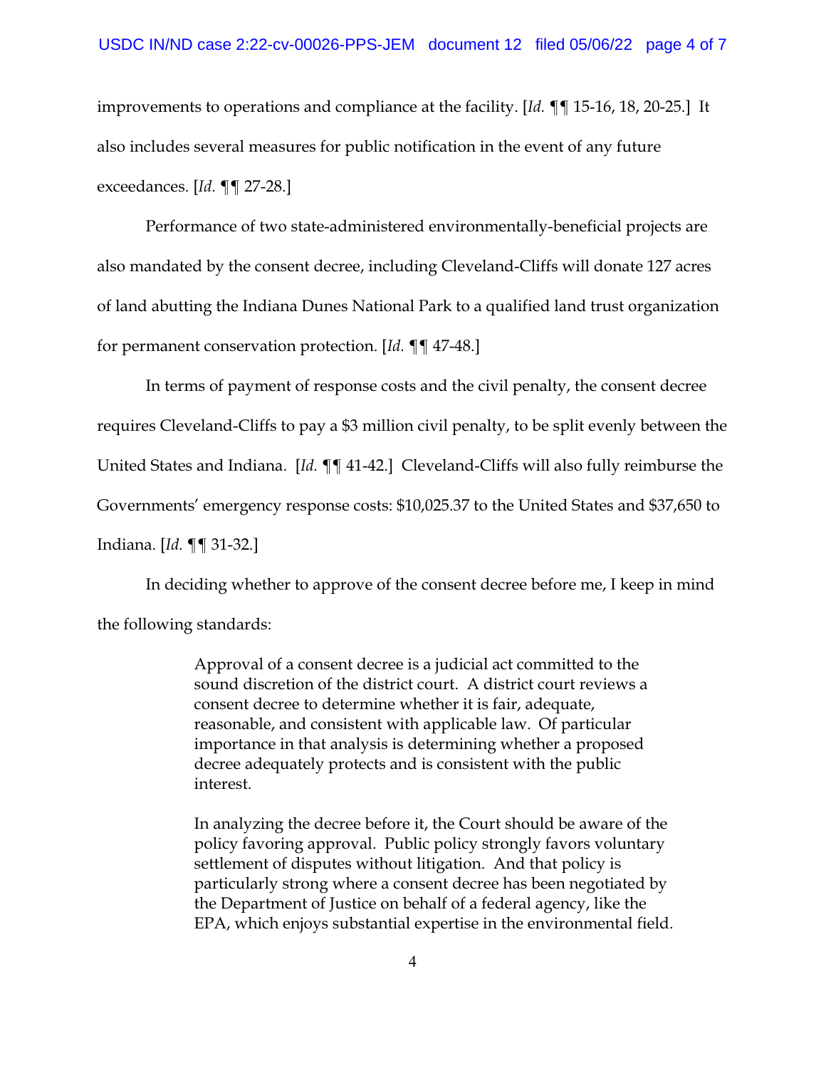improvements to operations and compliance at the facility. [*Id.* ¶¶ 15-16, 18, 20-25.] It also includes several measures for public notification in the event of any future exceedances. [*Id.* ¶¶ 27-28.]

Performance of two state-administered environmentally-beneficial projects are also mandated by the consent decree, including Cleveland-Cliffs will donate 127 acres of land abutting the Indiana Dunes National Park to a qualified land trust organization for permanent conservation protection. [*Id.* ¶¶ 47-48.]

In terms of payment of response costs and the civil penalty, the consent decree requires Cleveland-Cliffs to pay a $3 million civil penalty, to be split evenly between the United States and Indiana. [*Id.* ¶¶ 41-42.] Cleveland-Cliffs will also fully reimburse the Governments' emergency response costs: $10,025.37 to the United States and $37,650 to Indiana. [*Id.* ¶¶ 31-32.]

In deciding whether to approve of the consent decree before me, I keep in mind the following standards:

> Approval of a consent decree is a judicial act committed to the sound discretion of the district court. A district court reviews a consent decree to determine whether it is fair, adequate, reasonable, and consistent with applicable law. Of particular importance in that analysis is determining whether a proposed decree adequately protects and is consistent with the public interest.
>
> In analyzing the decree before it, the Court should be aware of the policy favoring approval. Public policy strongly favors voluntary settlement of disputes without litigation. And that policy is particularly strong where a consent decree has been negotiated by the Department of Justice on behalf of a federal agency, like the EPA, which enjoys substantial expertise in the environmental field.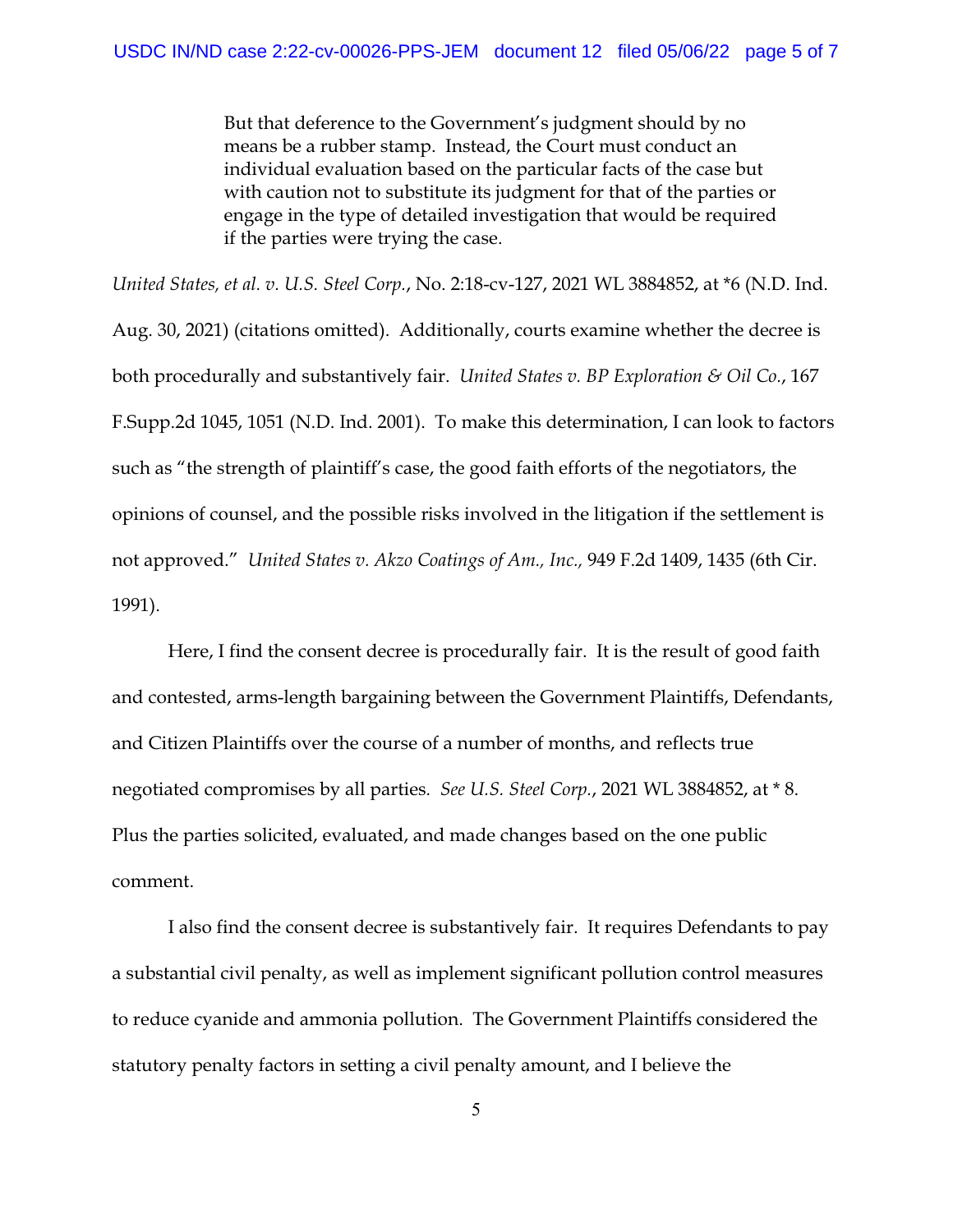> But that deference to the Government's judgment should by no means be a rubber stamp. Instead, the Court must conduct an individual evaluation based on the particular facts of the case but with caution not to substitute its judgment for that of the parties or engage in the type of detailed investigation that would be required if the parties were trying the case.

*United States, et al. v. U.S. Steel Corp.*, No. 2:18-cv-127, 2021 WL 3884852, at *6 (N.D. Ind. Aug. 30, 2021) (citations omitted). Additionally, courts examine whether the decree is both procedurally and substantively fair. *United States v. BP Exploration & Oil Co.*, 167 F.Supp.2d 1045, 1051 (N.D. Ind. 2001). To make this determination, I can look to factors such as "the strength of plaintiff's case, the good faith efforts of the negotiators, the opinions of counsel, and the possible risks involved in the litigation if the settlement is not approved." *United States v. Akzo Coatings of Am., Inc.,* 949 F.2d 1409, 1435 (6th Cir. 1991).

Here, I find the consent decree is procedurally fair. It is the result of good faith and contested, arms-length bargaining between the Government Plaintiffs, Defendants, and Citizen Plaintiffs over the course of a number of months, and reflects true negotiated compromises by all parties. *See U.S. Steel Corp.*, 2021 WL 3884852, at * 8. Plus the parties solicited, evaluated, and made changes based on the one public comment.

I also find the consent decree is substantively fair. It requires Defendants to pay a substantial civil penalty, as well as implement significant pollution control measures to reduce cyanide and ammonia pollution. The Government Plaintiffs considered the statutory penalty factors in setting a civil penalty amount, and I believe the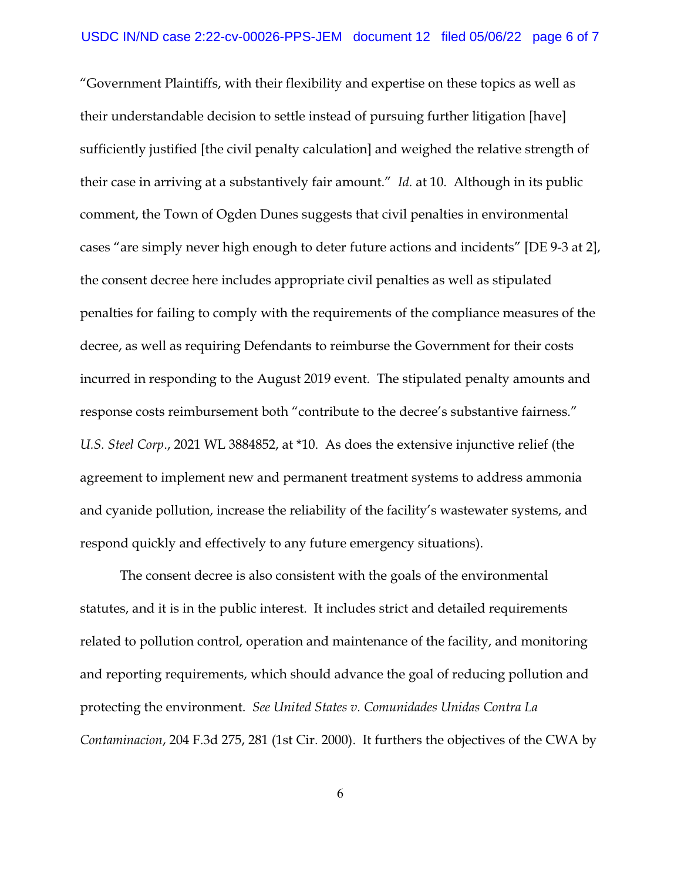"Government Plaintiffs, with their flexibility and expertise on these topics as well as their understandable decision to settle instead of pursuing further litigation [have] sufficiently justified [the civil penalty calculation] and weighed the relative strength of their case in arriving at a substantively fair amount." *Id.* at 10. Although in its public comment, the Town of Ogden Dunes suggests that civil penalties in environmental cases "are simply never high enough to deter future actions and incidents" [DE 9-3 at 2], the consent decree here includes appropriate civil penalties as well as stipulated penalties for failing to comply with the requirements of the compliance measures of the decree, as well as requiring Defendants to reimburse the Government for their costs incurred in responding to the August 2019 event. The stipulated penalty amounts and response costs reimbursement both "contribute to the decree's substantive fairness." *U.S. Steel Corp*., 2021 WL 3884852, at *10. As does the extensive injunctive relief (the agreement to implement new and permanent treatment systems to address ammonia and cyanide pollution, increase the reliability of the facility's wastewater systems, and respond quickly and effectively to any future emergency situations).

The consent decree is also consistent with the goals of the environmental statutes, and it is in the public interest. It includes strict and detailed requirements related to pollution control, operation and maintenance of the facility, and monitoring and reporting requirements, which should advance the goal of reducing pollution and protecting the environment. *See United States v. Comunidades Unidas Contra La Contaminacion*, 204 F.3d 275, 281 (1st Cir. 2000). It furthers the objectives of the CWA by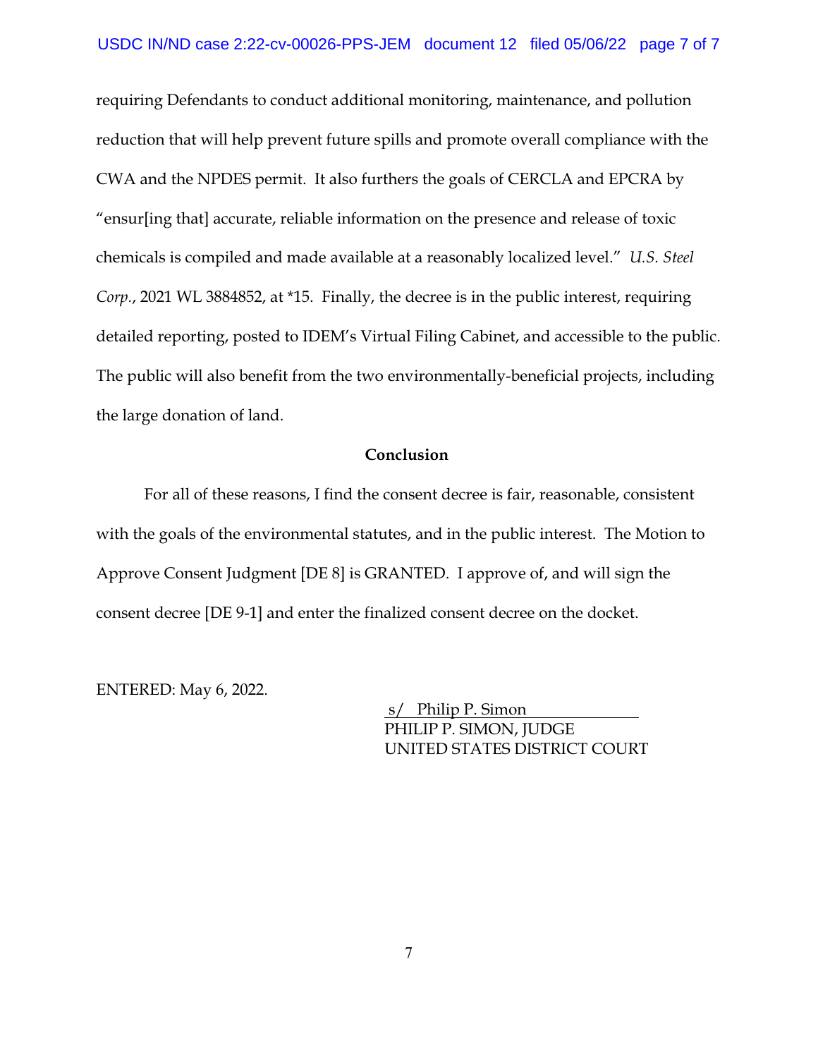requiring Defendants to conduct additional monitoring, maintenance, and pollution reduction that will help prevent future spills and promote overall compliance with the CWA and the NPDES permit. It also furthers the goals of CERCLA and EPCRA by "ensur[ing that] accurate, reliable information on the presence and release of toxic chemicals is compiled and made available at a reasonably localized level." *U.S. Steel Corp.*, 2021 WL 3884852, at *15. Finally, the decree is in the public interest, requiring detailed reporting, posted to IDEM's Virtual Filing Cabinet, and accessible to the public. The public will also benefit from the two environmentally-beneficial projects, including the large donation of land.

**Conclusion**

For all of these reasons, I find the consent decree is fair, reasonable, consistent with the goals of the environmental statutes, and in the public interest. The Motion to Approve Consent Judgment [DE 8] is GRANTED. I approve of, and will sign the consent decree [DE 9-1] and enter the finalized consent decree on the docket.

ENTERED: May 6, 2022.

s/ Philip P. Simon
PHILIP P. SIMON, JUDGE
UNITED STATES DISTRICT COURT